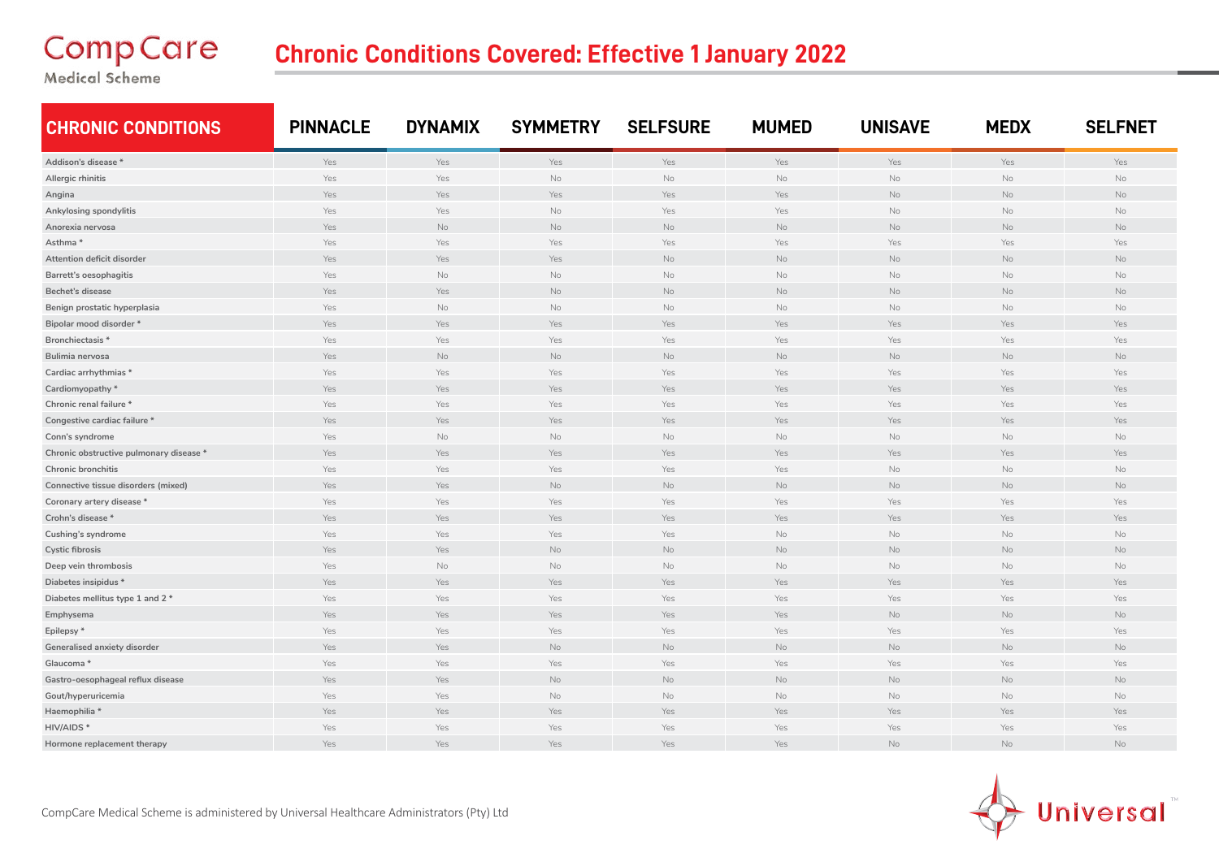CompCare Medical Scheme

# Chronic Conditions Covered: Effective 1 January 2022

| CHRONIC CONDITIONS | PINNACLE | DYNAMIX | SYMMETRY | SELFSURE | MUMED | UNISAVE | MEDX | SELFNET |
|---|---|---|---|---|---|---|---|---|
| Addison's disease * | Yes | Yes | Yes | Yes | Yes | Yes | Yes | Yes |
| Allergic rhinitis | Yes | Yes | No | No | No | No | No | No |
| Angina | Yes | Yes | Yes | Yes | Yes | No | No | No |
| Ankylosing spondylitis | Yes | Yes | No | Yes | Yes | No | No | No |
| Anorexia nervosa | Yes | No | No | No | No | No | No | No |
| Asthma * | Yes | Yes | Yes | Yes | Yes | Yes | Yes | Yes |
| Attention deficit disorder | Yes | Yes | Yes | No | No | No | No | No |
| Barrett's oesophagitis | Yes | No | No | No | No | No | No | No |
| Bechet's disease | Yes | Yes | No | No | No | No | No | No |
| Benign prostatic hyperplasia | Yes | No | No | No | No | No | No | No |
| Bipolar mood disorder * | Yes | Yes | Yes | Yes | Yes | Yes | Yes | Yes |
| Bronchiectasis * | Yes | Yes | Yes | Yes | Yes | Yes | Yes | Yes |
| Bulimia nervosa | Yes | No | No | No | No | No | No | No |
| Cardiac arrhythmias * | Yes | Yes | Yes | Yes | Yes | Yes | Yes | Yes |
| Cardiomyopathy * | Yes | Yes | Yes | Yes | Yes | Yes | Yes | Yes |
| Chronic renal failure * | Yes | Yes | Yes | Yes | Yes | Yes | Yes | Yes |
| Congestive cardiac failure * | Yes | Yes | Yes | Yes | Yes | Yes | Yes | Yes |
| Conn's syndrome | Yes | No | No | No | No | No | No | No |
| Chronic obstructive pulmonary disease * | Yes | Yes | Yes | Yes | Yes | Yes | Yes | Yes |
| Chronic bronchitis | Yes | Yes | Yes | Yes | Yes | No | No | No |
| Connective tissue disorders (mixed) | Yes | Yes | No | No | No | No | No | No |
| Coronary artery disease * | Yes | Yes | Yes | Yes | Yes | Yes | Yes | Yes |
| Crohn's disease * | Yes | Yes | Yes | Yes | Yes | Yes | Yes | Yes |
| Cushing's syndrome | Yes | Yes | Yes | Yes | No | No | No | No |
| Cystic fibrosis | Yes | Yes | No | No | No | No | No | No |
| Deep vein thrombosis | Yes | No | No | No | No | No | No | No |
| Diabetes insipidus * | Yes | Yes | Yes | Yes | Yes | Yes | Yes | Yes |
| Diabetes mellitus type 1 and 2 * | Yes | Yes | Yes | Yes | Yes | Yes | Yes | Yes |
| Emphysema | Yes | Yes | Yes | Yes | Yes | No | No | No |
| Epilepsy * | Yes | Yes | Yes | Yes | Yes | Yes | Yes | Yes |
| Generalised anxiety disorder | Yes | Yes | No | No | No | No | No | No |
| Glaucoma * | Yes | Yes | Yes | Yes | Yes | Yes | Yes | Yes |
| Gastro-oesophageal reflux disease | Yes | Yes | No | No | No | No | No | No |
| Gout/hyperuricemia | Yes | Yes | No | No | No | No | No | No |
| Haemophilia * | Yes | Yes | Yes | Yes | Yes | Yes | Yes | Yes |
| HIV/AIDS * | Yes | Yes | Yes | Yes | Yes | Yes | Yes | Yes |
| Hormone replacement therapy | Yes | Yes | Yes | Yes | Yes | No | No | No |

CompCare Medical Scheme is administered by Universal Healthcare Administrators (Pty) Ltd

Universal™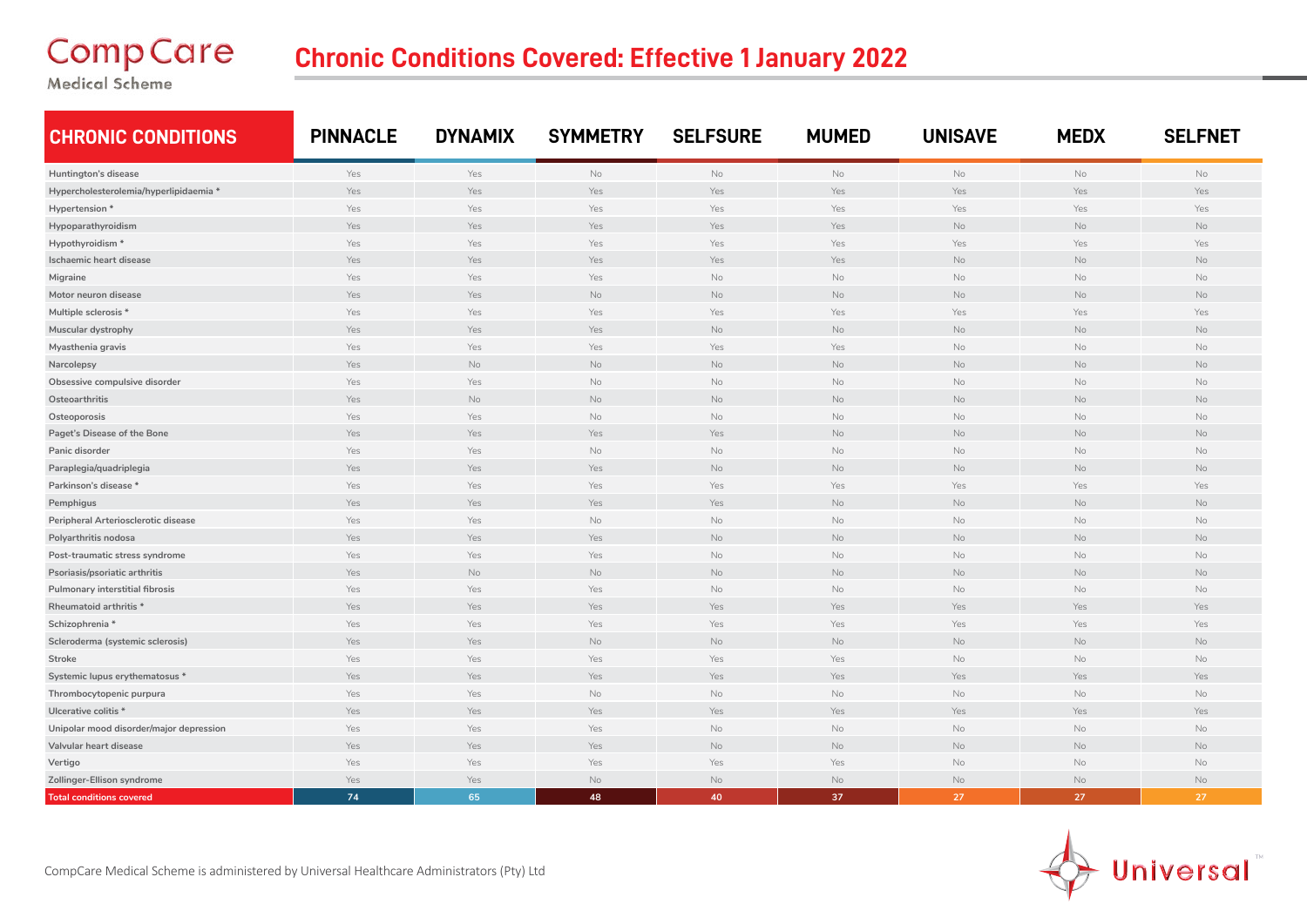# Chronic Conditions Covered: Effective 1 January 2022

CompCare Medical Scheme

| CHRONIC CONDITIONS | PINNACLE | DYNAMIX | SYMMETRY | SELFSURE | MUMED | UNISAVE | MEDX | SELFNET |
|---|---|---|---|---|---|---|---|---|
| Huntington's disease | Yes | Yes | No | No | No | No | No | No |
| Hypercholesterolemia/hyperlipidaemia * | Yes | Yes | Yes | Yes | Yes | Yes | Yes | Yes |
| Hypertension * | Yes | Yes | Yes | Yes | Yes | Yes | Yes | Yes |
| Hypoparathyroidism | Yes | Yes | Yes | Yes | Yes | No | No | No |
| Hypothyroidism * | Yes | Yes | Yes | Yes | Yes | Yes | Yes | Yes |
| Ischaemic heart disease | Yes | Yes | Yes | Yes | Yes | No | No | No |
| Migraine | Yes | Yes | Yes | No | No | No | No | No |
| Motor neuron disease | Yes | Yes | No | No | No | No | No | No |
| Multiple sclerosis * | Yes | Yes | Yes | Yes | Yes | Yes | Yes | Yes |
| Muscular dystrophy | Yes | Yes | Yes | No | No | No | No | No |
| Myasthenia gravis | Yes | Yes | Yes | Yes | Yes | No | No | No |
| Narcolepsy | Yes | No | No | No | No | No | No | No |
| Obsessive compulsive disorder | Yes | Yes | No | No | No | No | No | No |
| Osteoarthritis | Yes | No | No | No | No | No | No | No |
| Osteoporosis | Yes | Yes | No | No | No | No | No | No |
| Paget's Disease of the Bone | Yes | Yes | Yes | Yes | No | No | No | No |
| Panic disorder | Yes | Yes | No | No | No | No | No | No |
| Paraplegia/quadriplegia | Yes | Yes | Yes | No | No | No | No | No |
| Parkinson's disease * | Yes | Yes | Yes | Yes | Yes | Yes | Yes | Yes |
| Pemphigus | Yes | Yes | Yes | Yes | No | No | No | No |
| Peripheral Arteriosclerotic disease | Yes | Yes | No | No | No | No | No | No |
| Polyarthritis nodosa | Yes | Yes | Yes | No | No | No | No | No |
| Post-traumatic stress syndrome | Yes | Yes | Yes | No | No | No | No | No |
| Psoriasis/psoriatic arthritis | Yes | No | No | No | No | No | No | No |
| Pulmonary interstitial fibrosis | Yes | Yes | Yes | No | No | No | No | No |
| Rheumatoid arthritis * | Yes | Yes | Yes | Yes | Yes | Yes | Yes | Yes |
| Schizophrenia * | Yes | Yes | Yes | Yes | Yes | Yes | Yes | Yes |
| Scleroderma (systemic sclerosis) | Yes | Yes | No | No | No | No | No | No |
| Stroke | Yes | Yes | Yes | Yes | Yes | No | No | No |
| Systemic lupus erythematosus * | Yes | Yes | Yes | Yes | Yes | Yes | Yes | Yes |
| Thrombocytopenic purpura | Yes | Yes | No | No | No | No | No | No |
| Ulcerative colitis * | Yes | Yes | Yes | Yes | Yes | Yes | Yes | Yes |
| Unipolar mood disorder/major depression | Yes | Yes | Yes | No | No | No | No | No |
| Valvular heart disease | Yes | Yes | Yes | No | No | No | No | No |
| Vertigo | Yes | Yes | Yes | Yes | Yes | No | No | No |
| Zollinger-Ellison syndrome | Yes | Yes | No | No | No | No | No | No |
| **Total conditions covered** | **74** | **65** | **48** | **40** | **37** | **27** | **27** | **27** |

CompCare Medical Scheme is administered by Universal Healthcare Administrators (Pty) Ltd